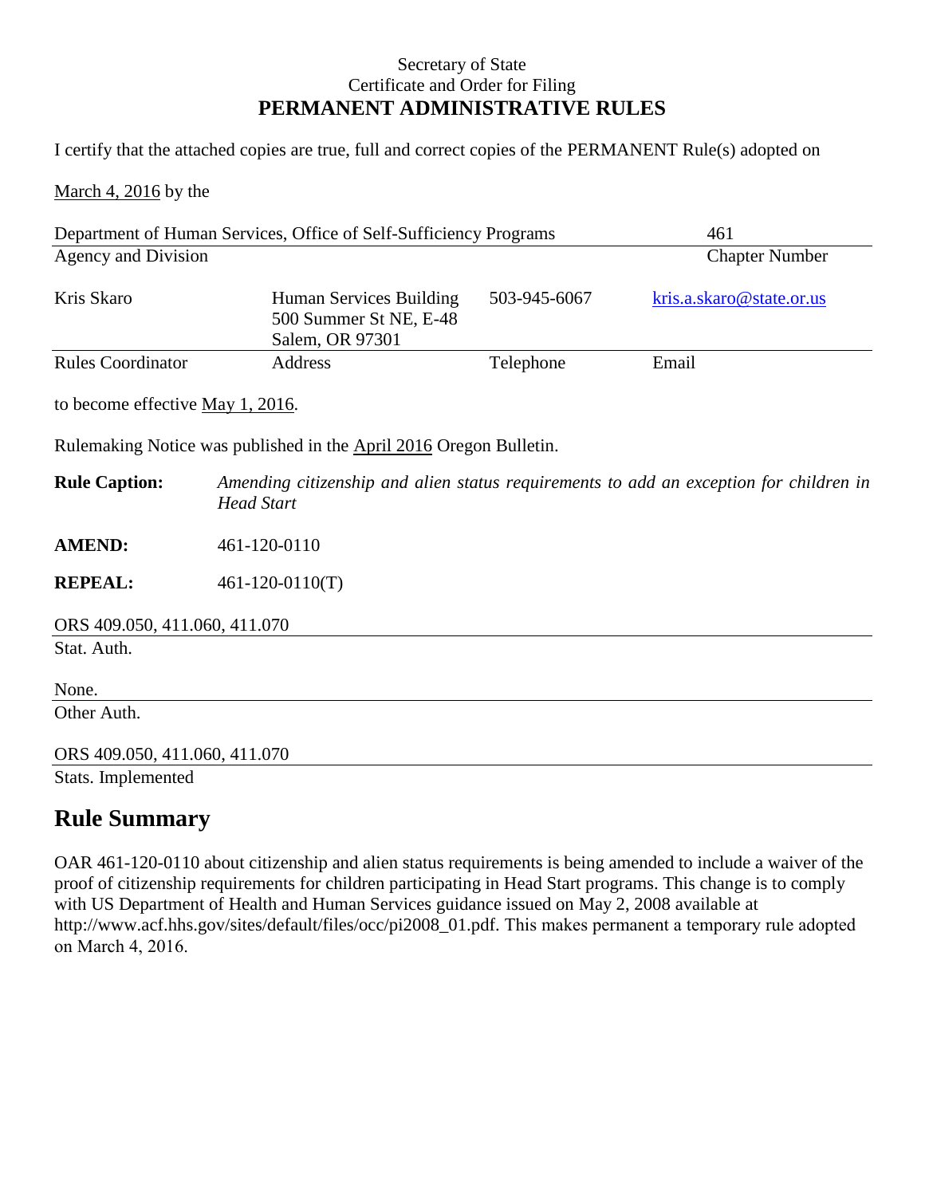Secretary of State
Certificate and Order for Filing
**PERMANENT ADMINISTRATIVE RULES**

I certify that the attached copies are true, full and correct copies of the PERMANENT Rule(s) adopted on

March 4, 2016 by the

| Department of Human Services, Office of Self-Sufficiency Programs | 461 |
|---|---|
| Agency and Division | Chapter Number |

| Kris Skaro | Human Services Building<br>500 Summer St NE, E-48<br>Salem, OR 97301 | 503-945-6067 | kris.a.skaro@state.or.us |
|---|---|---|---|
| Rules Coordinator | Address | Telephone | Email |

to become effective May 1, 2016.

Rulemaking Notice was published in the April 2016 Oregon Bulletin.

**Rule Caption:** *Amending citizenship and alien status requirements to add an exception for children in Head Start*

**AMEND:** 461-120-0110

**REPEAL:** 461-120-0110(T)

ORS 409.050, 411.060, 411.070
Stat. Auth.

None.
Other Auth.

ORS 409.050, 411.060, 411.070
Stats. Implemented

## Rule Summary

OAR 461-120-0110 about citizenship and alien status requirements is being amended to include a waiver of the proof of citizenship requirements for children participating in Head Start programs. This change is to comply with US Department of Health and Human Services guidance issued on May 2, 2008 available at http://www.acf.hhs.gov/sites/default/files/occ/pi2008_01.pdf. This makes permanent a temporary rule adopted on March 4, 2016.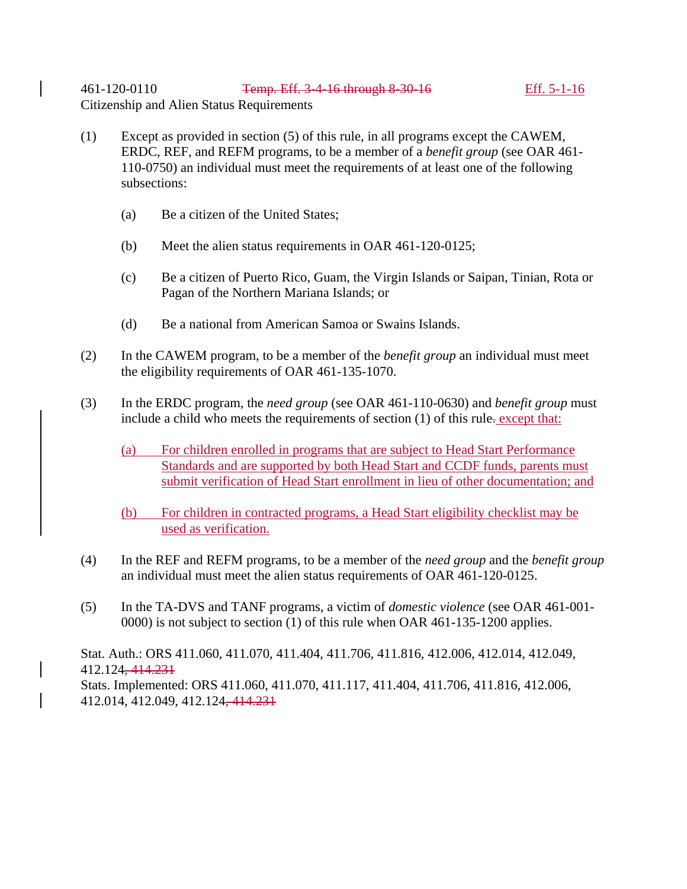461-120-0110 ~~Temp. Eff. 3-4-16 through 8-30-16~~ <u>Eff. 5-1-16</u>

Citizenship and Alien Status Requirements

(1) Except as provided in section (5) of this rule, in all programs except the CAWEM, ERDC, REF, and REFM programs, to be a member of a *benefit group* (see OAR 461-110-0750) an individual must meet the requirements of at least one of the following subsections:

(a) Be a citizen of the United States;

(b) Meet the alien status requirements in OAR 461-120-0125;

(c) Be a citizen of Puerto Rico, Guam, the Virgin Islands or Saipan, Tinian, Rota or Pagan of the Northern Mariana Islands; or

(d) Be a national from American Samoa or Swains Islands.

(2) In the CAWEM program, to be a member of the *benefit group* an individual must meet the eligibility requirements of OAR 461-135-1070.

(3) In the ERDC program, the *need group* (see OAR 461-110-0630) and *benefit group* must include a child who meets the requirements of section (1) of this rule~~.~~<u> except that:</u>

<u>(a) For children enrolled in programs that are subject to Head Start Performance Standards and are supported by both Head Start and CCDF funds, parents must submit verification of Head Start enrollment in lieu of other documentation; and</u>

<u>(b) For children in contracted programs, a Head Start eligibility checklist may be used as verification.</u>

(4) In the REF and REFM programs, to be a member of the *need group* and the *benefit group* an individual must meet the alien status requirements of OAR 461-120-0125.

(5) In the TA-DVS and TANF programs, a victim of *domestic violence* (see OAR 461-001-0000) is not subject to section (1) of this rule when OAR 461-135-1200 applies.

Stat. Auth.: ORS 411.060, 411.070, 411.404, 411.706, 411.816, 412.006, 412.014, 412.049, 412.124~~, 414.231~~

Stats. Implemented: ORS 411.060, 411.070, 411.117, 411.404, 411.706, 411.816, 412.006, 412.014, 412.049, 412.124~~, 414.231~~